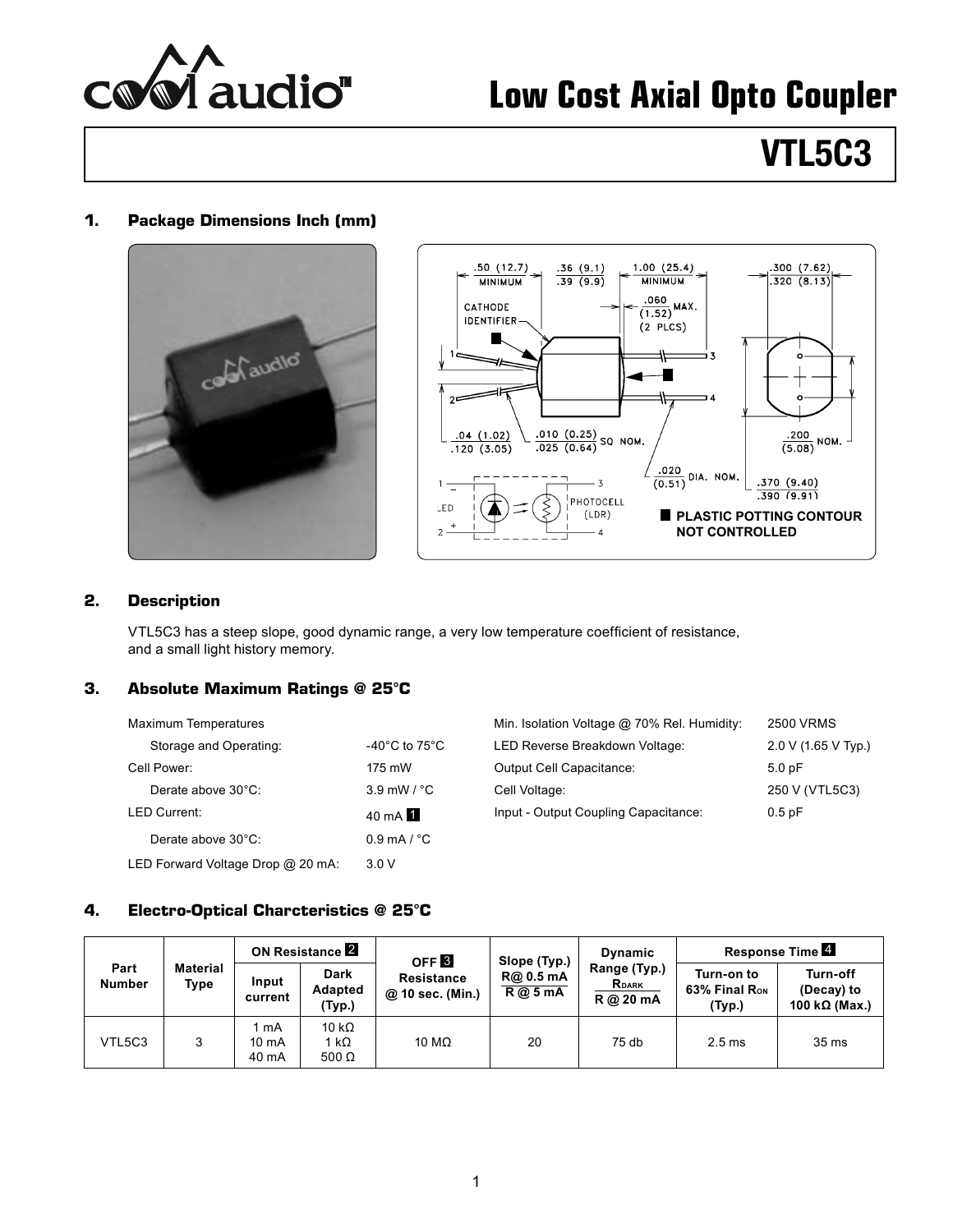# Low Cost Axial Opto Coupler

# VTL5C3

## 1. Package Dimensions Inch (mm)

## 2. Description

VTL5C3 has a steep slope, good dynamic range, a very low temperature coefficient of resistance, and a small light history memory.

## 3. Absolute Maximum Ratings @ 25°C

| | |
|---|---|
| Maximum Temperatures | |
| Storage and Operating: | -40°C to 75°C |
| Cell Power: | 175 mW |
| Derate above 30°C: | 3.9 mW / °C |
| LED Current: | 40 mA [1] |
| Derate above 30°C: | 0.9 mA / °C |
| LED Forward Voltage Drop @ 20 mA: | 3.0 V |

| | |
|---|---|
| Min. Isolation Voltage @ 70% Rel. Humidity: | 2500 VRMS |
| LED Reverse Breakdown Voltage: | 2.0 V (1.65 V Typ.) |
| Output Cell Capacitance: | 5.0 pF |
| Cell Voltage: | 250 V (VTL5C3) |
| Input - Output Coupling Capacitance: | 0.5 pF |

## 4. Electro-Optical Charcteristics @ 25°C

| Part Number | Material Type | ON Resistance [2] | | OFF [3] Resistance @ 10 sec. (Min.) | Slope (Typ.) R@ 0.5 mA / R @ 5 mA | Dynamic Range (Typ.) $R_{DARK}$ / R @ 20 mA | Response Time [4] | |
|---|---|---|---|---|---|---|---|---|
| | | Input current | Dark Adapted (Typ.) | | | | Turn-on to 63% Final $R_{ON}$ (Typ.) | Turn-off (Decay) to 100 kΩ (Max.) |
| VTL5C3 | 3 | 1 mA<br>10 mA<br>40 mA | 10 kΩ<br>1 kΩ<br>500 Ω | 10 MΩ | 20 | 75 db | 2.5 ms | 35 ms |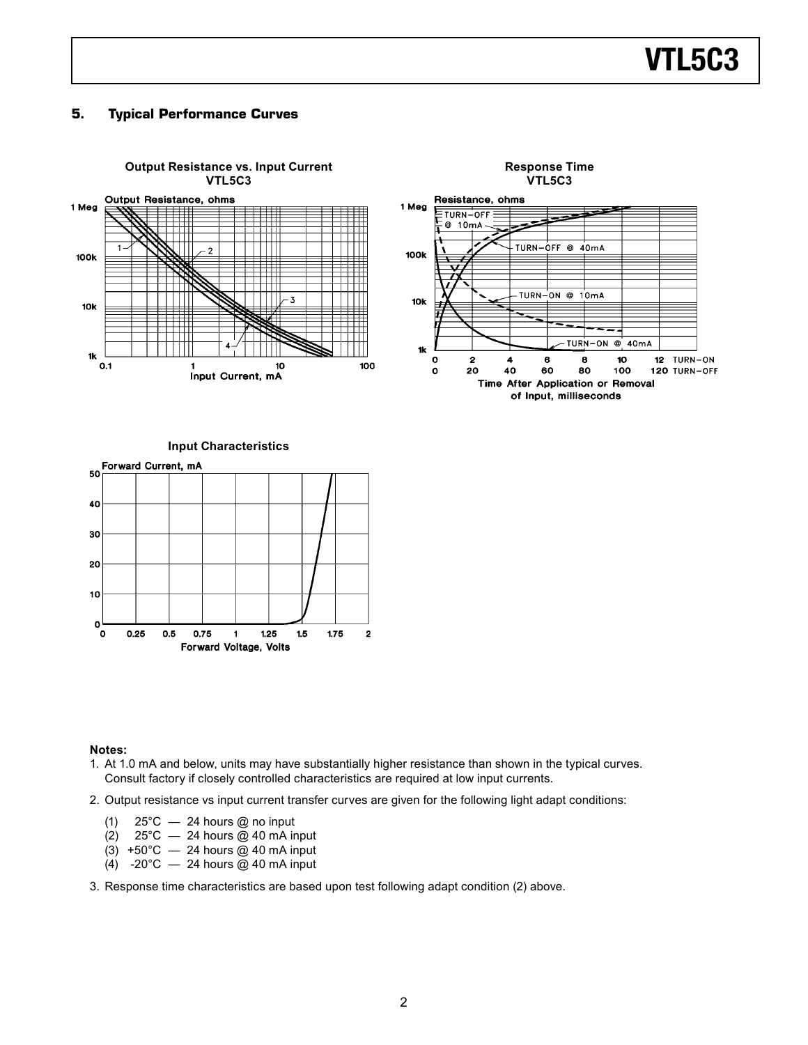## 5. Typical Performance Curves

**Output Resistance vs. Input Current**
**VTL5C3**

Output Resistance, ohms

1 Meg
100k
10k
1k

0.1
1
10
100

Input Current, mA

1
2
3
4

**Response Time**
**VTL5C3**

Resistance, ohms

1 Meg
100k
10k
1k

TURN–OFF @ 10mA
TURN–OFF @ 40mA
TURN–ON @ 10mA
TURN–ON @ 40mA

0 2 4 6 8 10 12 TURN–ON
0 20 40 60 80 100 120 TURN–OFF

Time After Application or Removal of Input, milliseconds

**Input Characteristics**

Forward Current, mA

50
40
30
20
10
0

0
0.25
0.5
0.75
1
1.25
1.5
1.75
2

Forward Voltage, Volts

**Notes:**

1. At 1.0 mA and below, units may have substantially higher resistance than shown in the typical curves. Consult factory if closely controlled characteristics are required at low input currents.
2. Output resistance vs input current transfer curves are given for the following light adapt conditions:

   (1) 25°C — 24 hours @ no input
   (2) 25°C — 24 hours @ 40 mA input
   (3) +50°C — 24 hours @ 40 mA input
   (4) -20°C — 24 hours @ 40 mA input

3. Response time characteristics are based upon test following adapt condition (2) above.